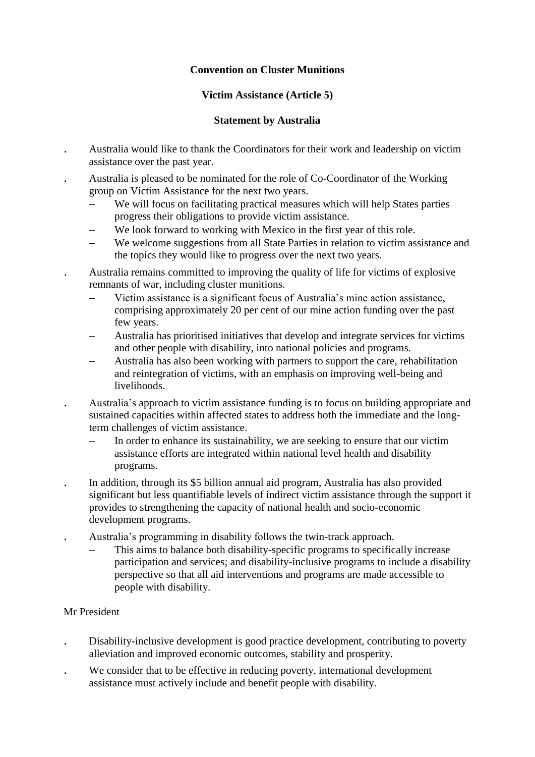**Convention on Cluster Munitions**

**Victim Assistance (Article 5)**

**Statement by Australia**

- Australia would like to thank the Coordinators for their work and leadership on victim assistance over the past year.
- Australia is pleased to be nominated for the role of Co-Coordinator of the Working group on Victim Assistance for the next two years.
  - We will focus on facilitating practical measures which will help States parties progress their obligations to provide victim assistance.
  - We look forward to working with Mexico in the first year of this role.
  - We welcome suggestions from all State Parties in relation to victim assistance and the topics they would like to progress over the next two years.
- Australia remains committed to improving the quality of life for victims of explosive remnants of war, including cluster munitions.
  - Victim assistance is a significant focus of Australia's mine action assistance, comprising approximately 20 per cent of our mine action funding over the past few years.
  - Australia has prioritised initiatives that develop and integrate services for victims and other people with disability, into national policies and programs.
  - Australia has also been working with partners to support the care, rehabilitation and reintegration of victims, with an emphasis on improving well-being and livelihoods.
- Australia's approach to victim assistance funding is to focus on building appropriate and sustained capacities within affected states to address both the immediate and the long-term challenges of victim assistance.
  - In order to enhance its sustainability, we are seeking to ensure that our victim assistance efforts are integrated within national level health and disability programs.
- In addition, through its $5 billion annual aid program, Australia has also provided significant but less quantifiable levels of indirect victim assistance through the support it provides to strengthening the capacity of national health and socio-economic development programs.
- Australia's programming in disability follows the twin-track approach.
  - This aims to balance both disability-specific programs to specifically increase participation and services; and disability-inclusive programs to include a disability perspective so that all aid interventions and programs are made accessible to people with disability.

Mr President

- Disability-inclusive development is good practice development, contributing to poverty alleviation and improved economic outcomes, stability and prosperity.
- We consider that to be effective in reducing poverty, international development assistance must actively include and benefit people with disability.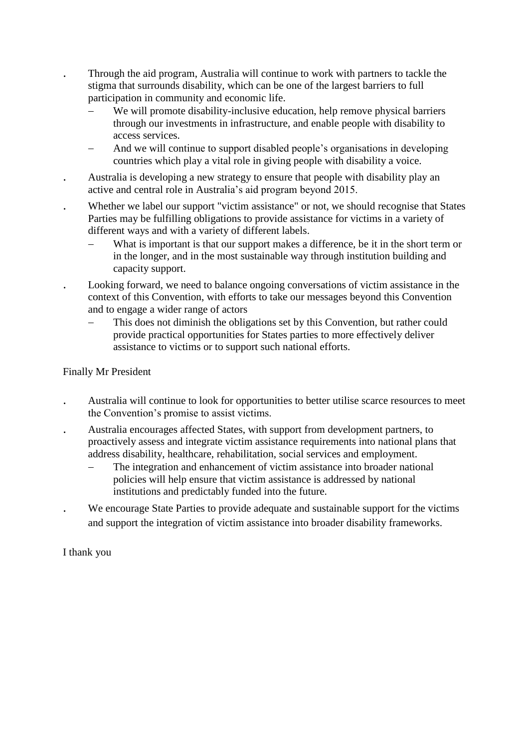- Through the aid program, Australia will continue to work with partners to tackle the stigma that surrounds disability, which can be one of the largest barriers to full participation in community and economic life.
  - We will promote disability-inclusive education, help remove physical barriers through our investments in infrastructure, and enable people with disability to access services.
  - And we will continue to support disabled people's organisations in developing countries which play a vital role in giving people with disability a voice.
- Australia is developing a new strategy to ensure that people with disability play an active and central role in Australia's aid program beyond 2015.
- Whether we label our support "victim assistance" or not, we should recognise that States Parties may be fulfilling obligations to provide assistance for victims in a variety of different ways and with a variety of different labels.
  - What is important is that our support makes a difference, be it in the short term or in the longer, and in the most sustainable way through institution building and capacity support.
- Looking forward, we need to balance ongoing conversations of victim assistance in the context of this Convention, with efforts to take our messages beyond this Convention and to engage a wider range of actors
  - This does not diminish the obligations set by this Convention, but rather could provide practical opportunities for States parties to more effectively deliver assistance to victims or to support such national efforts.

Finally Mr President

- Australia will continue to look for opportunities to better utilise scarce resources to meet the Convention's promise to assist victims.
- Australia encourages affected States, with support from development partners, to proactively assess and integrate victim assistance requirements into national plans that address disability, healthcare, rehabilitation, social services and employment.
  - The integration and enhancement of victim assistance into broader national policies will help ensure that victim assistance is addressed by national institutions and predictably funded into the future.
- We encourage State Parties to provide adequate and sustainable support for the victims and support the integration of victim assistance into broader disability frameworks.

I thank you